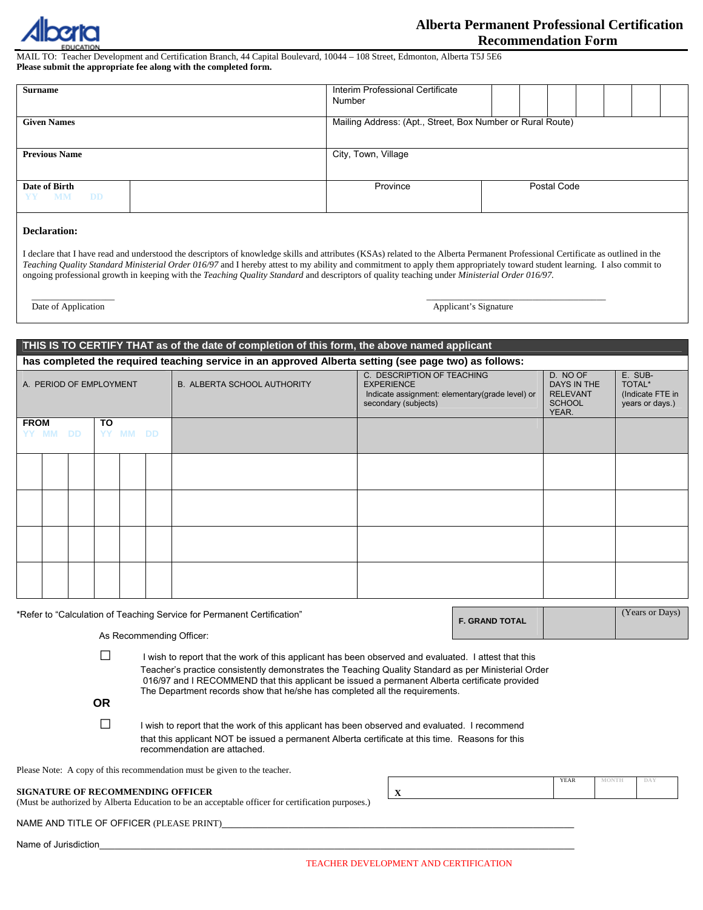# Alberta Permanent Professional Certification Recommendation Form

MAIL TO: Teacher Development and Certification Branch, 44 Capital Boulevard, 10044 – 108 Street, Edmonton, Alberta T5J 5E6
**Please submit the appropriate fee along with the completed form.**

| | | | |
|---|---|---|---|
| **Surname** | | Interim Professional Certificate Number | |
| **Given Names** | | Mailing Address: (Apt., Street, Box Number or Rural Route) | |
| **Previous Name** | | City, Town, Village | |
| **Date of Birth** YY MM DD | | Province | Postal Code |

**Declaration:**

I declare that I have read and understood the descriptors of knowledge skills and attributes (KSAs) related to the Alberta Permanent Professional Certificate as outlined in the *Teaching Quality Standard Ministerial Order 016/97* and I hereby attest to my ability and commitment to apply them appropriately toward student learning. I also commit to ongoing professional growth in keeping with the *Teaching Quality Standard* and descriptors of quality teaching under *Ministerial Order 016/97.*

Date of Application ____________________          Applicant's Signature ____________________

**THIS IS TO CERTIFY THAT as of the date of completion of this form, the above named applicant has completed the required teaching service in an approved Alberta setting (see page two) as follows:**

| A. PERIOD OF EMPLOYMENT | | B. ALBERTA SCHOOL AUTHORITY | C. DESCRIPTION OF TEACHING EXPERIENCE Indicate assignment: elementary(grade level) or secondary (subjects) | D. NO OF DAYS IN THE RELEVANT SCHOOL YEAR. | E. SUB-TOTAL* (Indicate FTE in years or days.) |
|---|---|---|---|---|---|
| **FROM** YY MM DD | **TO** YY MM DD | | | | |
| | | | | | |
| | | | | | |
| | | | | | |
| | | | | | |

*Refer to "Calculation of Teaching Service for Permanent Certification"

| **F. GRAND TOTAL** | | (Years or Days) |
|---|---|---|

As Recommending Officer:

☐ I wish to report that the work of this applicant has been observed and evaluated. I attest that this Teacher's practice consistently demonstrates the Teaching Quality Standard as per Ministerial Order 016/97 and I RECOMMEND that this applicant be issued a permanent Alberta certificate provided The Department records show that he/she has completed all the requirements.

**OR**

☐ I wish to report that the work of this applicant has been observed and evaluated. I recommend that this applicant NOT be issued a permanent Alberta certificate at this time. Reasons for this recommendation are attached.

Please Note: A copy of this recommendation must be given to the teacher.

**SIGNATURE OF RECOMMENDING OFFICER**
(Must be authorized by Alberta Education to be an acceptable officer for certification purposes.)

| X | YEAR | MONTH | DAY |
|---|---|---|---|

NAME AND TITLE OF OFFICER (PLEASE PRINT)____________________

Name of Jurisdiction____________________

TEACHER DEVELOPMENT AND CERTIFICATION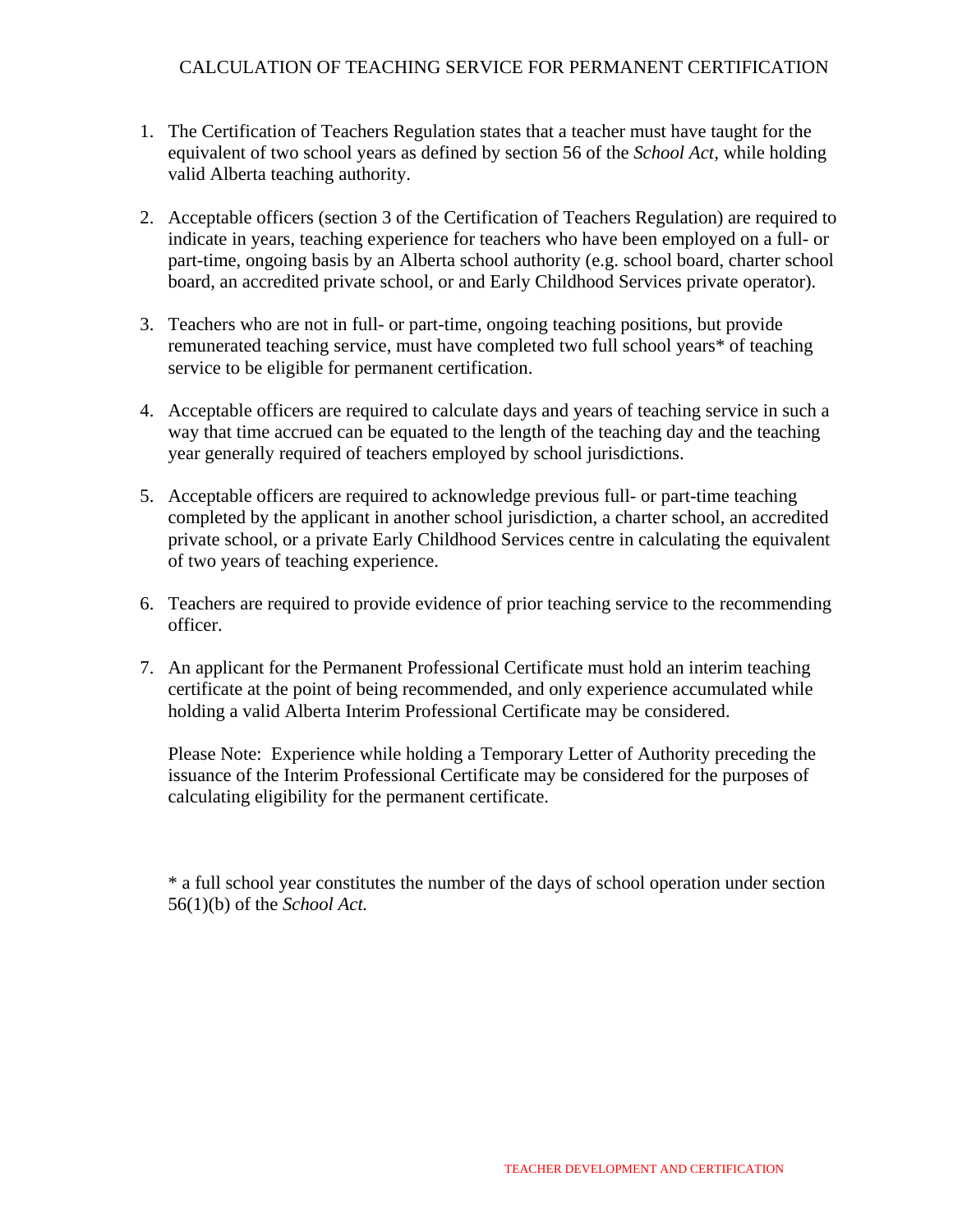# CALCULATION OF TEACHING SERVICE FOR PERMANENT CERTIFICATION

1. The Certification of Teachers Regulation states that a teacher must have taught for the equivalent of two school years as defined by section 56 of the *School Act*, while holding valid Alberta teaching authority.

2. Acceptable officers (section 3 of the Certification of Teachers Regulation) are required to indicate in years, teaching experience for teachers who have been employed on a full- or part-time, ongoing basis by an Alberta school authority (e.g. school board, charter school board, an accredited private school, or and Early Childhood Services private operator).

3. Teachers who are not in full- or part-time, ongoing teaching positions, but provide remunerated teaching service, must have completed two full school years* of teaching service to be eligible for permanent certification.

4. Acceptable officers are required to calculate days and years of teaching service in such a way that time accrued can be equated to the length of the teaching day and the teaching year generally required of teachers employed by school jurisdictions.

5. Acceptable officers are required to acknowledge previous full- or part-time teaching completed by the applicant in another school jurisdiction, a charter school, an accredited private school, or a private Early Childhood Services centre in calculating the equivalent of two years of teaching experience.

6. Teachers are required to provide evidence of prior teaching service to the recommending officer.

7. An applicant for the Permanent Professional Certificate must hold an interim teaching certificate at the point of being recommended, and only experience accumulated while holding a valid Alberta Interim Professional Certificate may be considered.

   Please Note: Experience while holding a Temporary Letter of Authority preceding the issuance of the Interim Professional Certificate may be considered for the purposes of calculating eligibility for the permanent certificate.

* a full school year constitutes the number of the days of school operation under section 56(1)(b) of the *School Act.*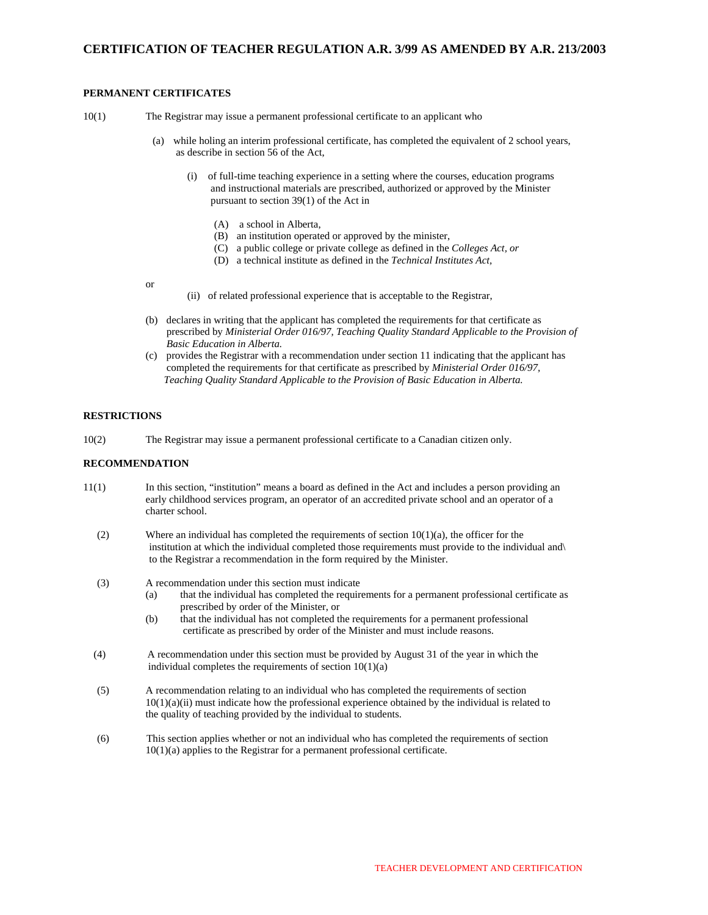## CERTIFICATION OF TEACHER REGULATION A.R. 3/99 AS AMENDED BY A.R. 213/2003

### PERMANENT CERTIFICATES

10(1) The Registrar may issue a permanent professional certificate to an applicant who

(a) while holing an interim professional certificate, has completed the equivalent of 2 school years, as describe in section 56 of the Act,

(i) of full-time teaching experience in a setting where the courses, education programs and instructional materials are prescribed, authorized or approved by the Minister pursuant to section 39(1) of the Act in

(A) a school in Alberta,
(B) an institution operated or approved by the minister,
(C) a public college or private college as defined in the *Colleges Act, or*
(D) a technical institute as defined in the *Technical Institutes Act,*

or

(ii) of related professional experience that is acceptable to the Registrar,

(b) declares in writing that the applicant has completed the requirements for that certificate as prescribed by *Ministerial Order 016/97, Teaching Quality Standard Applicable to the Provision of Basic Education in Alberta.*

(c) provides the Registrar with a recommendation under section 11 indicating that the applicant has completed the requirements for that certificate as prescribed by *Ministerial Order 016/97, Teaching Quality Standard Applicable to the Provision of Basic Education in Alberta.*

### RESTRICTIONS

10(2) The Registrar may issue a permanent professional certificate to a Canadian citizen only.

### RECOMMENDATION

11(1) In this section, “institution” means a board as defined in the Act and includes a person providing an early childhood services program, an operator of an accredited private school and an operator of a charter school.

(2) Where an individual has completed the requirements of section 10(1)(a), the officer for the institution at which the individual completed those requirements must provide to the individual and\ to the Registrar a recommendation in the form required by the Minister.

(3) A recommendation under this section must indicate

(a) that the individual has completed the requirements for a permanent professional certificate as prescribed by order of the Minister, or

(b) that the individual has not completed the requirements for a permanent professional certificate as prescribed by order of the Minister and must include reasons.

(4) A recommendation under this section must be provided by August 31 of the year in which the individual completes the requirements of section 10(1)(a)

(5) A recommendation relating to an individual who has completed the requirements of section 10(1)(a)(ii) must indicate how the professional experience obtained by the individual is related to the quality of teaching provided by the individual to students.

(6) This section applies whether or not an individual who has completed the requirements of section 10(1)(a) applies to the Registrar for a permanent professional certificate.